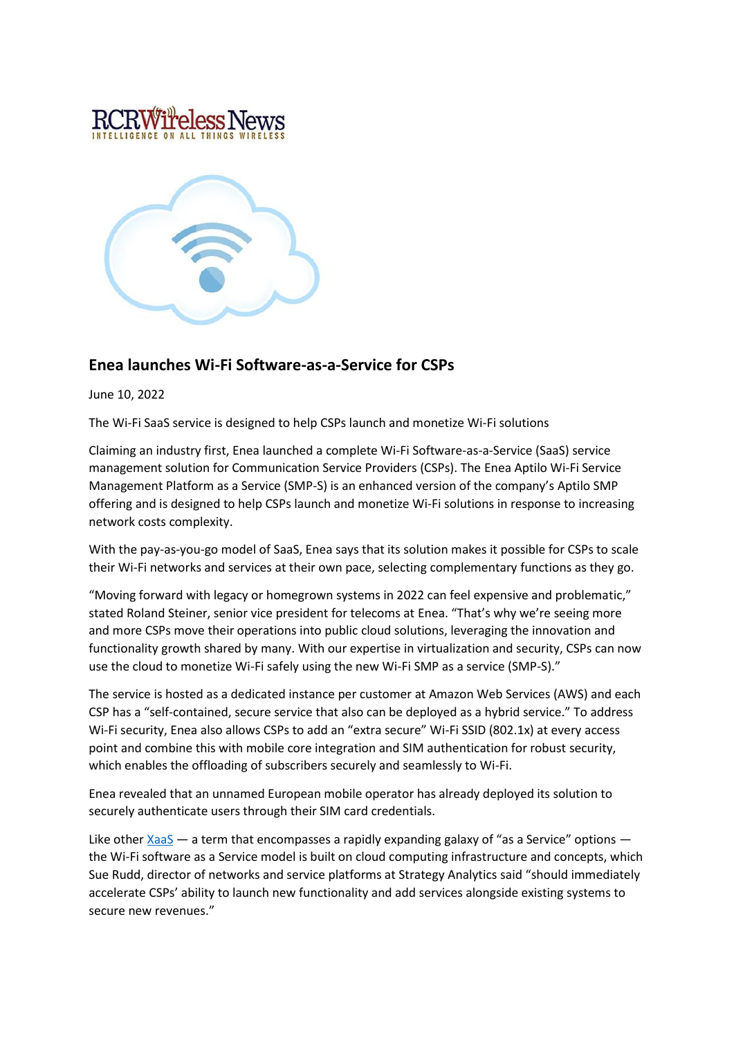## Enea launches Wi-Fi Software-as-a-Service for CSPs

June 10, 2022

The Wi-Fi SaaS service is designed to help CSPs launch and monetize Wi-Fi solutions

Claiming an industry first, Enea launched a complete Wi-Fi Software-as-a-Service (SaaS) service management solution for Communication Service Providers (CSPs). The Enea Aptilo Wi-Fi Service Management Platform as a Service (SMP-S) is an enhanced version of the company's Aptilo SMP offering and is designed to help CSPs launch and monetize Wi-Fi solutions in response to increasing network costs complexity.

With the pay-as-you-go model of SaaS, Enea says that its solution makes it possible for CSPs to scale their Wi-Fi networks and services at their own pace, selecting complementary functions as they go.

"Moving forward with legacy or homegrown systems in 2022 can feel expensive and problematic," stated Roland Steiner, senior vice president for telecoms at Enea. "That's why we're seeing more and more CSPs move their operations into public cloud solutions, leveraging the innovation and functionality growth shared by many. With our expertise in virtualization and security, CSPs can now use the cloud to monetize Wi-Fi safely using the new Wi-Fi SMP as a service (SMP-S)."

The service is hosted as a dedicated instance per customer at Amazon Web Services (AWS) and each CSP has a "self-contained, secure service that also can be deployed as a hybrid service." To address Wi-Fi security, Enea also allows CSPs to add an "extra secure" Wi-Fi SSID (802.1x) at every access point and combine this with mobile core integration and SIM authentication for robust security, which enables the offloading of subscribers securely and seamlessly to Wi-Fi.

Enea revealed that an unnamed European mobile operator has already deployed its solution to securely authenticate users through their SIM card credentials.

Like other XaaS — a term that encompasses a rapidly expanding galaxy of "as a Service" options — the Wi-Fi software as a Service model is built on cloud computing infrastructure and concepts, which Sue Rudd, director of networks and service platforms at Strategy Analytics said "should immediately accelerate CSPs' ability to launch new functionality and add services alongside existing systems to secure new revenues."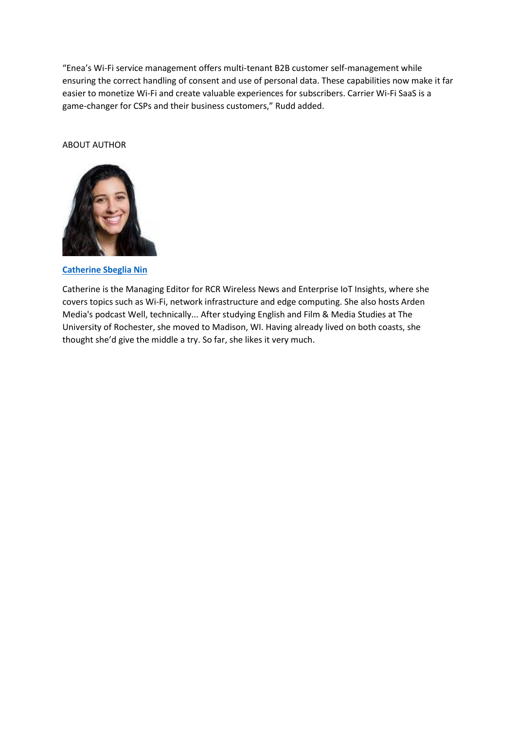"Enea's Wi-Fi service management offers multi-tenant B2B customer self-management while ensuring the correct handling of consent and use of personal data. These capabilities now make it far easier to monetize Wi-Fi and create valuable experiences for subscribers. Carrier Wi-Fi SaaS is a game-changer for CSPs and their business customers," Rudd added.

ABOUT AUTHOR

**Catherine Sbeglia Nin**

Catherine is the Managing Editor for RCR Wireless News and Enterprise IoT Insights, where she covers topics such as Wi-Fi, network infrastructure and edge computing. She also hosts Arden Media's podcast Well, technically... After studying English and Film & Media Studies at The University of Rochester, she moved to Madison, WI. Having already lived on both coasts, she thought she'd give the middle a try. So far, she likes it very much.